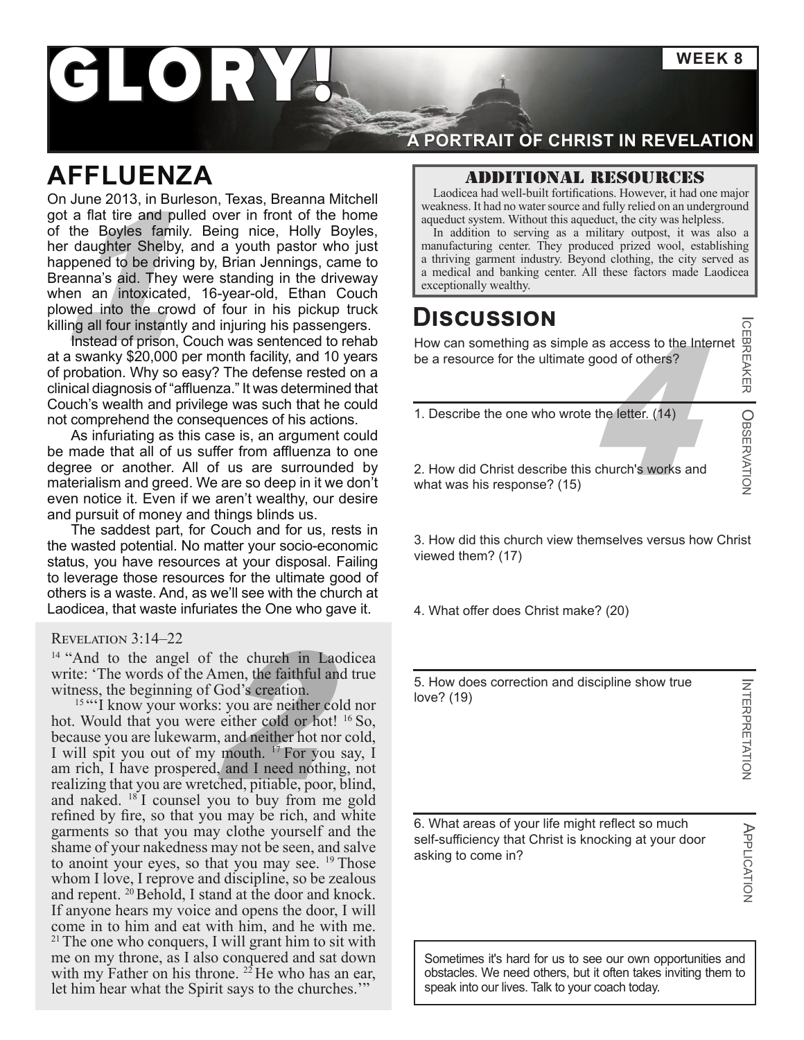# GLORY!

**WEEK 8**

**A PORTRAIT OF CHRIST IN REVELATION**

## AFFLUENZA

On June 2013, in Burleson, Texas, Breanna Mitchell got a flat tire and pulled over in front of the home of the Boyles family. Being nice, Holly Boyles, her daughter Shelby, and a youth pastor who just happened to be driving by, Brian Jennings, came to Breanna's aid. They were standing in the driveway when an intoxicated, 16-year-old, Ethan Couch plowed into the crowd of four in his pickup truck killing all four instantly and injuring his passengers.

Instead of prison, Couch was sentenced to rehab at a swanky $20,000 per month facility, and 10 years of probation. Why so easy? The defense rested on a clinical diagnosis of "affluenza." It was determined that Couch's wealth and privilege was such that he could not comprehend the consequences of his actions.

As infuriating as this case is, an argument could be made that all of us suffer from affluenza to one degree or another. All of us are surrounded by materialism and greed. We are so deep in it we don't even notice it. Even if we aren't wealthy, our desire and pursuit of money and things blinds us.

The saddest part, for Couch and for us, rests in the wasted potential. No matter your socio-economic status, you have resources at your disposal. Failing to leverage those resources for the ultimate good of others is a waste. And, as we'll see with the church at Laodicea, that waste infuriates the One who gave it.

### Revelation 3:14–22

[14] "And to the angel of the church in Laodicea write: 'The words of the Amen, the faithful and true witness, the beginning of God's creation.

[15] "'I know your works: you are neither cold nor hot. Would that you were either cold or hot! [16] So, because you are lukewarm, and neither hot nor cold, I will spit you out of my mouth. [17] For you say, I am rich, I have prospered, and I need nothing, not realizing that you are wretched, pitiable, poor, blind, and naked. [18] I counsel you to buy from me gold refined by fire, so that you may be rich, and white garments so that you may clothe yourself and the shame of your nakedness may not be seen, and salve to anoint your eyes, so that you may see. [19] Those whom I love, I reprove and discipline, so be zealous and repent. [20] Behold, I stand at the door and knock. If anyone hears my voice and opens the door, I will come in to him and eat with him, and he with me. [21] The one who conquers, I will grant him to sit with me on my throne, as I also conquered and sat down with my Father on his throne. [22] He who has an ear, let him hear what the Spirit says to the churches.'"

### ADDITIONAL RESOURCES

Laodicea had well-built fortifications. However, it had one major weakness. It had no water source and fully relied on an underground aqueduct system. Without this aqueduct, the city was helpless.

In addition to serving as a military outpost, it was also a manufacturing center. They produced prized wool, establishing a thriving garment industry. Beyond clothing, the city served as a medical and banking center. All these factors made Laodicea exceptionally wealthy.

## DISCUSSION

**ICEBREAKER**

How can something as simple as access to the Internet be a resource for the ultimate good of others?

**OBSERVATION**

1. Describe the one who wrote the letter. (14)

2. How did Christ describe this church's works and what was his response? (15)

3. How did this church view themselves versus how Christ viewed them? (17)

4. What offer does Christ make? (20)

**INTERPRETATION**

5. How does correction and discipline show true love? (19)

**APPLICATION**

6. What areas of your life might reflect so much self-sufficiency that Christ is knocking at your door asking to come in?

Sometimes it's hard for us to see our own opportunities and obstacles. We need others, but it often takes inviting them to speak into our lives. Talk to your coach today.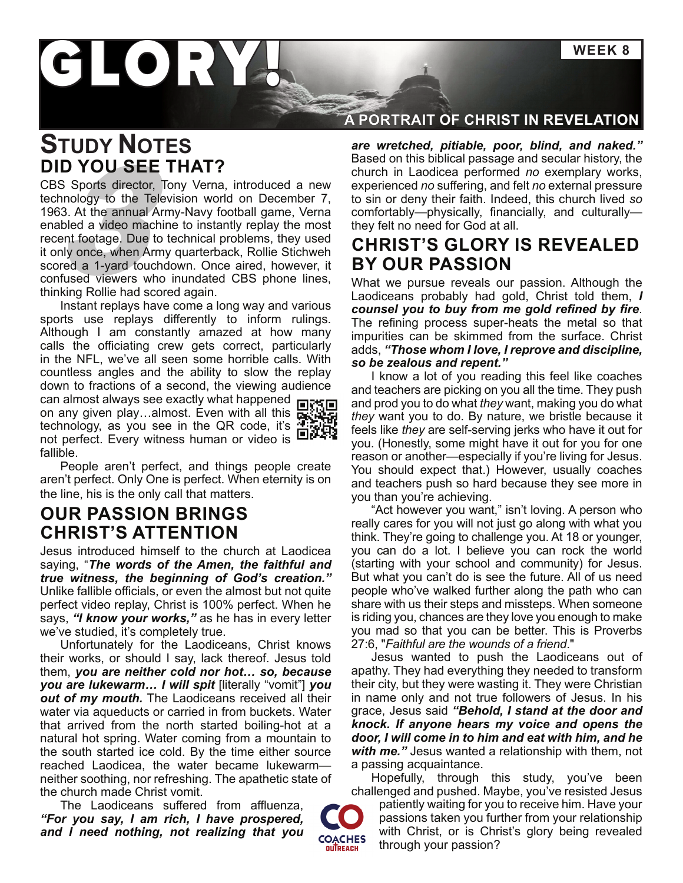# GLORY!

WEEK 8

A PORTRAIT OF CHRIST IN REVELATION

## Study Notes

### DID YOU SEE THAT?

CBS Sports director, Tony Verna, introduced a new technology to the Television world on December 7, 1963. At the annual Army-Navy football game, Verna enabled a video machine to instantly replay the most recent footage. Due to technical problems, they used it only once, when Army quarterback, Rollie Stichweh scored a 1-yard touchdown. Once aired, however, it confused viewers who inundated CBS phone lines, thinking Rollie had scored again.

Instant replays have come a long way and various sports use replays differently to inform rulings. Although I am constantly amazed at how many calls the officiating crew gets correct, particularly in the NFL, we've all seen some horrible calls. With countless angles and the ability to slow the replay down to fractions of a second, the viewing audience can almost always see exactly what happened on any given play…almost. Even with all this technology, as you see in the QR code, it's not perfect. Every witness human or video is fallible.

People aren't perfect, and things people create aren't perfect. Only One is perfect. When eternity is on the line, his is the only call that matters.

### OUR PASSION BRINGS CHRIST'S ATTENTION

Jesus introduced himself to the church at Laodicea saying, "***The words of the Amen, the faithful and true witness, the beginning of God's creation."*** Unlike fallible officials, or even the almost but not quite perfect video replay, Christ is 100% perfect. When he says, ***"I know your works,"*** as he has in every letter we've studied, it's completely true.

Unfortunately for the Laodiceans, Christ knows their works, or should I say, lack thereof. Jesus told them, ***you are neither cold nor hot… so, because you are lukewarm… I will spit*** [literally "vomit"] ***you out of my mouth.*** The Laodiceans received all their water via aqueducts or carried in from buckets. Water that arrived from the north started boiling-hot at a natural hot spring. Water coming from a mountain to the south started ice cold. By the time either source reached Laodicea, the water became lukewarm—neither soothing, nor refreshing. The apathetic state of the church made Christ vomit.

The Laodiceans suffered from affluenza, ***"For you say, I am rich, I have prospered, and I need nothing, not realizing that you are wretched, pitiable, poor, blind, and naked."*** Based on this biblical passage and secular history, the church in Laodicea performed *no* exemplary works, experienced *no* suffering, and felt *no* external pressure to sin or deny their faith. Indeed, this church lived *so* comfortably—physically, financially, and culturally—they felt no need for God at all.

### CHRIST'S GLORY IS REVEALED BY OUR PASSION

What we pursue reveals our passion. Although the Laodiceans probably had gold, Christ told them, ***I counsel you to buy from me gold refined by fire***. The refining process super-heats the metal so that impurities can be skimmed from the surface. Christ adds, ***"Those whom I love, I reprove and discipline, so be zealous and repent."***

I know a lot of you reading this feel like coaches and teachers are picking on you all the time. They push and prod you to do what *they* want, making you do what *they* want you to do. By nature, we bristle because it feels like *they* are self-serving jerks who have it out for you. (Honestly, some might have it out for you for one reason or another—especially if you're living for Jesus. You should expect that.) However, usually coaches and teachers push so hard because they see more in you than you're achieving.

"Act however you want," isn't loving. A person who really cares for you will not just go along with what you think. They're going to challenge you. At 18 or younger, you can do a lot. I believe you can rock the world (starting with your school and community) for Jesus. But what you can't do is see the future. All of us need people who've walked further along the path who can share with us their steps and missteps. When someone is riding you, chances are they love you enough to make you mad so that you can be better. This is Proverbs 27:6, "*Faithful are the wounds of a friend*."

Jesus wanted to push the Laodiceans out of apathy. They had everything they needed to transform their city, but they were wasting it. They were Christian in name only and not true followers of Jesus. In his grace, Jesus said ***"Behold, I stand at the door and knock. If anyone hears my voice and opens the door, I will come in to him and eat with him, and he with me."*** Jesus wanted a relationship with them, not a passing acquaintance.

Hopefully, through this study, you've been challenged and pushed. Maybe, you've resisted Jesus patiently waiting for you to receive him. Have your passions taken you further from your relationship with Christ, or is Christ's glory being revealed through your passion?

COACHES OUTREACH